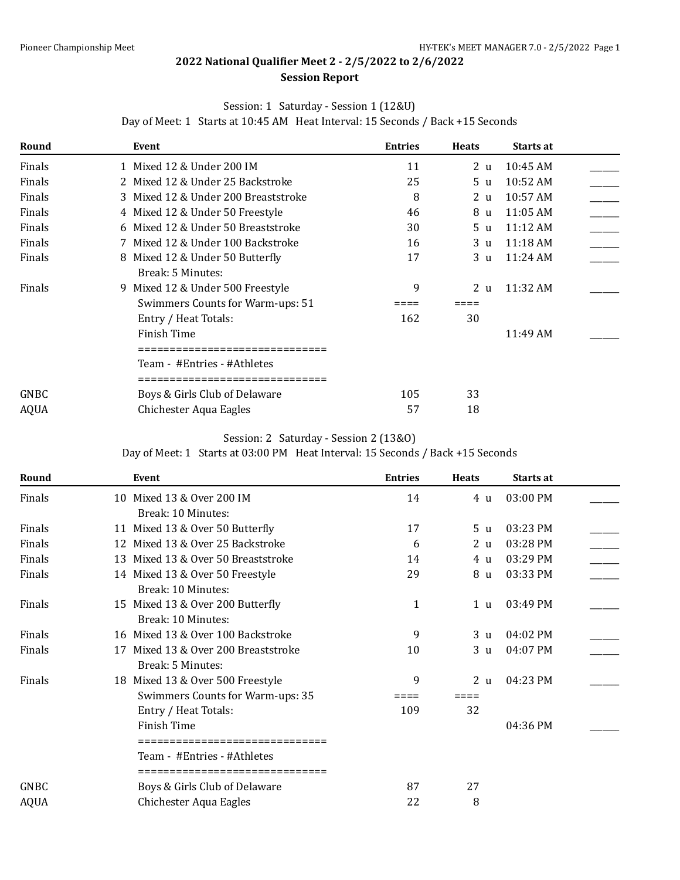## 2022 National Qualifier Meet 2 - 2/5/2022 to 2/6/2022

### Session Report

Session: 1 Saturday - Session 1 (12&U)

Day of Meet: 1 Starts at 10:45 AM Heat Interval: 15 Seconds / Back +15 Seconds

| Round | Event | Entries | Heats | Starts at | |
|---|---|---|---|---|---|
| Finals | 1 Mixed 12 & Under 200 IM | 11 | 2 u | 10:45 AM | ______ |
| Finals | 2 Mixed 12 & Under 25 Backstroke | 25 | 5 u | 10:52 AM | ______ |
| Finals | 3 Mixed 12 & Under 200 Breaststroke | 8 | 2 u | 10:57 AM | ______ |
| Finals | 4 Mixed 12 & Under 50 Freestyle | 46 | 8 u | 11:05 AM | ______ |
| Finals | 6 Mixed 12 & Under 50 Breaststroke | 30 | 5 u | 11:12 AM | ______ |
| Finals | 7 Mixed 12 & Under 100 Backstroke | 16 | 3 u | 11:18 AM | ______ |
| Finals | 8 Mixed 12 & Under 50 Butterfly | 17 | 3 u | 11:24 AM | ______ |
| | Break: 5 Minutes: | | | | |
| Finals | 9 Mixed 12 & Under 500 Freestyle | 9 | 2 u | 11:32 AM | ______ |
| | Swimmers Counts for Warm-ups: 51 | ==== | ==== | | |
| | Entry / Heat Totals: | 162 | 30 | | |
| | Finish Time | | | 11:49 AM | ______ |
| | ============================== | | | | |
| | Team - #Entries - #Athletes | | | | |
| | ============================== | | | | |
| GNBC | Boys & Girls Club of Delaware | 105 | 33 | | |
| AQUA | Chichester Aqua Eagles | 57 | 18 | | |

Session: 2 Saturday - Session 2 (13&O)

Day of Meet: 1 Starts at 03:00 PM Heat Interval: 15 Seconds / Back +15 Seconds

| Round | Event | Entries | Heats | Starts at | |
|---|---|---|---|---|---|
| Finals | 10 Mixed 13 & Over 200 IM | 14 | 4 u | 03:00 PM | ______ |
| | Break: 10 Minutes: | | | | |
| Finals | 11 Mixed 13 & Over 50 Butterfly | 17 | 5 u | 03:23 PM | ______ |
| Finals | 12 Mixed 13 & Over 25 Backstroke | 6 | 2 u | 03:28 PM | ______ |
| Finals | 13 Mixed 13 & Over 50 Breaststroke | 14 | 4 u | 03:29 PM | ______ |
| Finals | 14 Mixed 13 & Over 50 Freestyle | 29 | 8 u | 03:33 PM | ______ |
| | Break: 10 Minutes: | | | | |
| Finals | 15 Mixed 13 & Over 200 Butterfly | 1 | 1 u | 03:49 PM | ______ |
| | Break: 10 Minutes: | | | | |
| Finals | 16 Mixed 13 & Over 100 Backstroke | 9 | 3 u | 04:02 PM | ______ |
| Finals | 17 Mixed 13 & Over 200 Breaststroke | 10 | 3 u | 04:07 PM | ______ |
| | Break: 5 Minutes: | | | | |
| Finals | 18 Mixed 13 & Over 500 Freestyle | 9 | 2 u | 04:23 PM | ______ |
| | Swimmers Counts for Warm-ups: 35 | ==== | ==== | | |
| | Entry / Heat Totals: | 109 | 32 | | |
| | Finish Time | | | 04:36 PM | ______ |
| | ============================== | | | | |
| | Team - #Entries - #Athletes | | | | |
| | ============================== | | | | |
| GNBC | Boys & Girls Club of Delaware | 87 | 27 | | |
| AQUA | Chichester Aqua Eagles | 22 | 8 | | |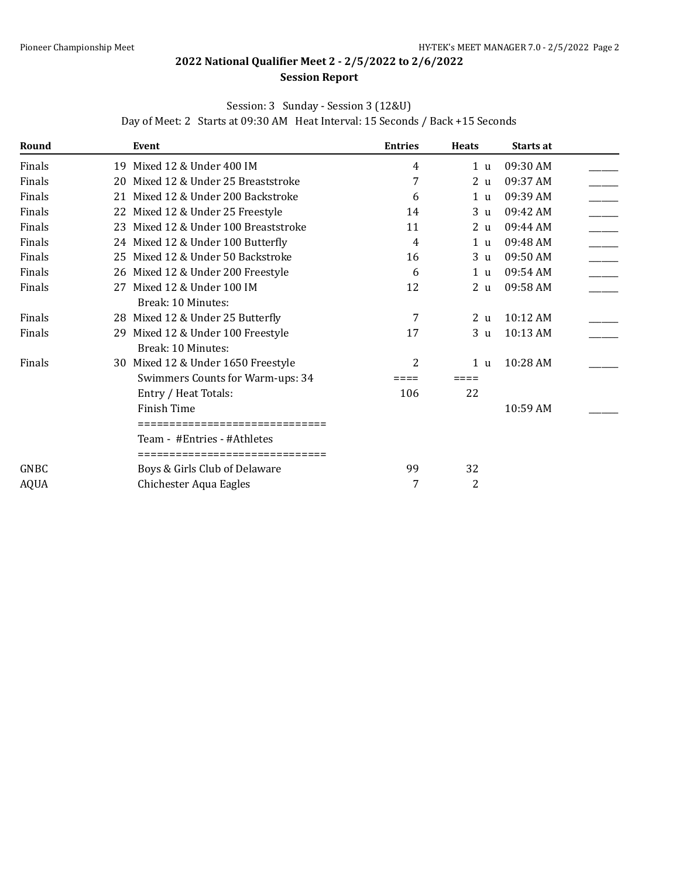## 2022 National Qualifier Meet 2 - 2/5/2022 to 2/6/2022

### Session Report

Session: 3 Sunday - Session 3 (12&U)

Day of Meet: 2 Starts at 09:30 AM Heat Interval: 15 Seconds / Back +15 Seconds

| Round | Event | Entries | Heats | Starts at | |
|---|---|---|---|---|---|
| Finals | 19 Mixed 12 & Under 400 IM | 4 | 1 u | 09:30 AM | ______ |
| Finals | 20 Mixed 12 & Under 25 Breaststroke | 7 | 2 u | 09:37 AM | ______ |
| Finals | 21 Mixed 12 & Under 200 Backstroke | 6 | 1 u | 09:39 AM | ______ |
| Finals | 22 Mixed 12 & Under 25 Freestyle | 14 | 3 u | 09:42 AM | ______ |
| Finals | 23 Mixed 12 & Under 100 Breaststroke | 11 | 2 u | 09:44 AM | ______ |
| Finals | 24 Mixed 12 & Under 100 Butterfly | 4 | 1 u | 09:48 AM | ______ |
| Finals | 25 Mixed 12 & Under 50 Backstroke | 16 | 3 u | 09:50 AM | ______ |
| Finals | 26 Mixed 12 & Under 200 Freestyle | 6 | 1 u | 09:54 AM | ______ |
| Finals | 27 Mixed 12 & Under 100 IM | 12 | 2 u | 09:58 AM | ______ |
| | Break: 10 Minutes: | | | | |
| Finals | 28 Mixed 12 & Under 25 Butterfly | 7 | 2 u | 10:12 AM | ______ |
| Finals | 29 Mixed 12 & Under 100 Freestyle | 17 | 3 u | 10:13 AM | ______ |
| | Break: 10 Minutes: | | | | |
| Finals | 30 Mixed 12 & Under 1650 Freestyle | 2 | 1 u | 10:28 AM | ______ |
| | Swimmers Counts for Warm-ups: 34 | ==== | ==== | | |
| | Entry / Heat Totals: | 106 | 22 | | |
| | Finish Time | | | 10:59 AM | ______ |

| Team | Team - #Entries - #Athletes | #Entries | #Athletes |
|---|---|---|---|
| GNBC | Boys & Girls Club of Delaware | 99 | 32 |
| AQUA | Chichester Aqua Eagles | 7 | 2 |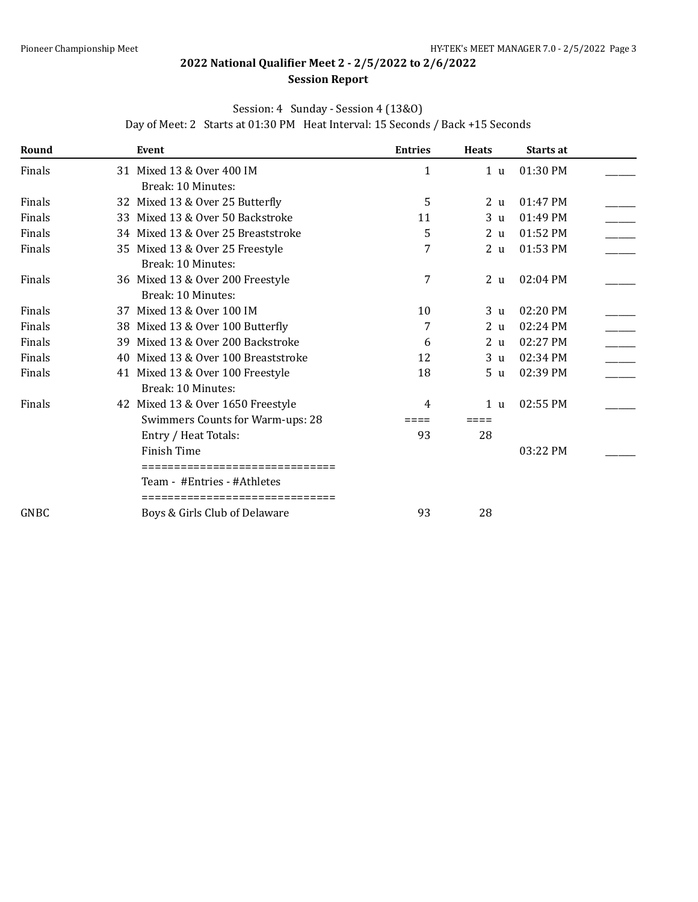## 2022 National Qualifier Meet 2 - 2/5/2022 to 2/6/2022
### Session Report

Session: 4 Sunday - Session 4 (13&O)
Day of Meet: 2 Starts at 01:30 PM Heat Interval: 15 Seconds / Back +15 Seconds

| Round | Event | Entries | Heats | Starts at | |
|---|---|---|---|---|---|
| Finals | 31 Mixed 13 & Over 400 IM | 1 | 1 u | 01:30 PM | ______ |
| | Break: 10 Minutes: | | | | |
| Finals | 32 Mixed 13 & Over 25 Butterfly | 5 | 2 u | 01:47 PM | ______ |
| Finals | 33 Mixed 13 & Over 50 Backstroke | 11 | 3 u | 01:49 PM | ______ |
| Finals | 34 Mixed 13 & Over 25 Breaststroke | 5 | 2 u | 01:52 PM | ______ |
| Finals | 35 Mixed 13 & Over 25 Freestyle | 7 | 2 u | 01:53 PM | ______ |
| | Break: 10 Minutes: | | | | |
| Finals | 36 Mixed 13 & Over 200 Freestyle | 7 | 2 u | 02:04 PM | ______ |
| | Break: 10 Minutes: | | | | |
| Finals | 37 Mixed 13 & Over 100 IM | 10 | 3 u | 02:20 PM | ______ |
| Finals | 38 Mixed 13 & Over 100 Butterfly | 7 | 2 u | 02:24 PM | ______ |
| Finals | 39 Mixed 13 & Over 200 Backstroke | 6 | 2 u | 02:27 PM | ______ |
| Finals | 40 Mixed 13 & Over 100 Breaststroke | 12 | 3 u | 02:34 PM | ______ |
| Finals | 41 Mixed 13 & Over 100 Freestyle | 18 | 5 u | 02:39 PM | ______ |
| | Break: 10 Minutes: | | | | |
| Finals | 42 Mixed 13 & Over 1650 Freestyle | 4 | 1 u | 02:55 PM | ______ |
| | Swimmers Counts for Warm-ups: 28 | ==== | ==== | | |
| | Entry / Heat Totals: | 93 | 28 | | |
| | Finish Time | | | 03:22 PM | ______ |

| Team | Team - #Entries - #Athletes | #Entries | #Athletes |
|---|---|---|---|
| GNBC | Boys & Girls Club of Delaware | 93 | 28 |